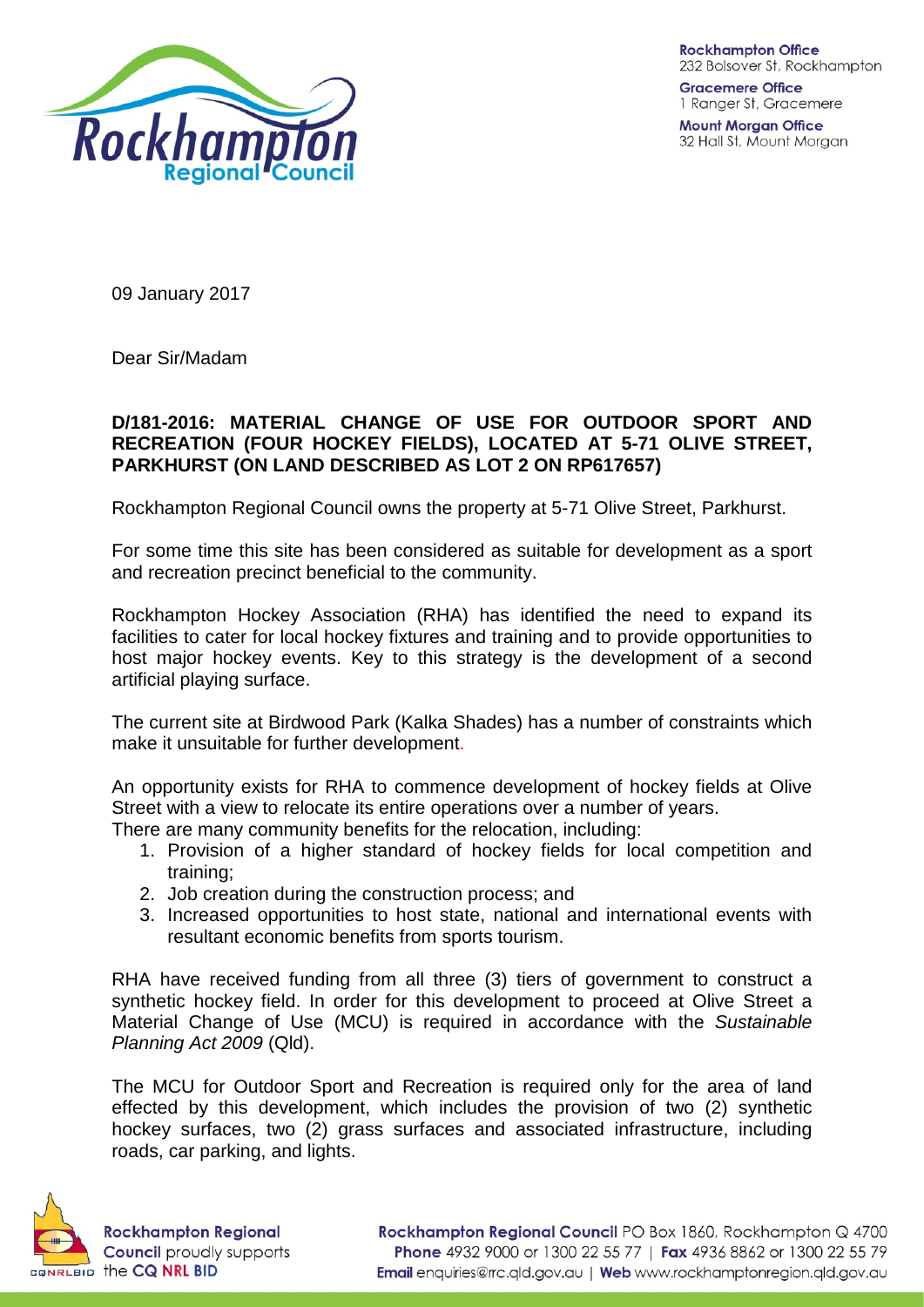Rockhampton Regional Council

**Rockhampton Office**
232 Bolsover St, Rockhampton

**Gracemere Office**
1 Ranger St, Gracemere

**Mount Morgan Office**
32 Hall St, Mount Morgan

09 January 2017

Dear Sir/Madam

**D/181-2016: MATERIAL CHANGE OF USE FOR OUTDOOR SPORT AND RECREATION (FOUR HOCKEY FIELDS), LOCATED AT 5-71 OLIVE STREET, PARKHURST (ON LAND DESCRIBED AS LOT 2 ON RP617657)**

Rockhampton Regional Council owns the property at 5-71 Olive Street, Parkhurst.

For some time this site has been considered as suitable for development as a sport and recreation precinct beneficial to the community.

Rockhampton Hockey Association (RHA) has identified the need to expand its facilities to cater for local hockey fixtures and training and to provide opportunities to host major hockey events. Key to this strategy is the development of a second artificial playing surface.

The current site at Birdwood Park (Kalka Shades) has a number of constraints which make it unsuitable for further development.

An opportunity exists for RHA to commence development of hockey fields at Olive Street with a view to relocate its entire operations over a number of years.
There are many community benefits for the relocation, including:

1. Provision of a higher standard of hockey fields for local competition and training;
2. Job creation during the construction process; and
3. Increased opportunities to host state, national and international events with resultant economic benefits from sports tourism.

RHA have received funding from all three (3) tiers of government to construct a synthetic hockey field. In order for this development to proceed at Olive Street a Material Change of Use (MCU) is required in accordance with the *Sustainable Planning Act 2009* (Qld).

The MCU for Outdoor Sport and Recreation is required only for the area of land effected by this development, which includes the provision of two (2) synthetic hockey surfaces, two (2) grass surfaces and associated infrastructure, including roads, car parking, and lights.

**Rockhampton Regional Council** proudly supports the **CQ NRL BID**

**Rockhampton Regional Council** PO Box 1860, Rockhampton Q 4700
**Phone** 4932 9000 or 1300 22 55 77 | **Fax** 4936 8862 or 1300 22 55 79
**Email** enquiries@rrc.qld.gov.au | **Web** www.rockhamptonregion.qld.gov.au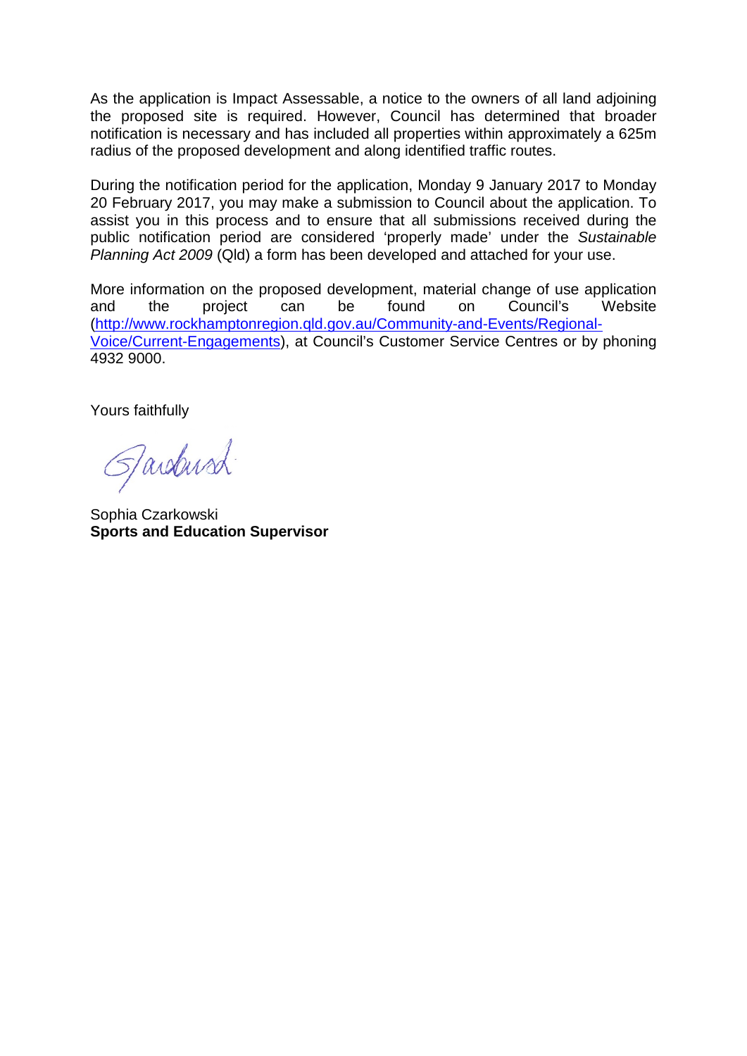As the application is Impact Assessable, a notice to the owners of all land adjoining the proposed site is required. However, Council has determined that broader notification is necessary and has included all properties within approximately a 625m radius of the proposed development and along identified traffic routes.

During the notification period for the application, Monday 9 January 2017 to Monday 20 February 2017, you may make a submission to Council about the application. To assist you in this process and to ensure that all submissions received during the public notification period are considered 'properly made' under the *Sustainable Planning Act 2009* (Qld) a form has been developed and attached for your use.

More information on the proposed development, material change of use application and the project can be found on Council's Website ([http://www.rockhamptonregion.qld.gov.au/Community-and-Events/Regional-Voice/Current-Engagements](http://www.rockhamptonregion.qld.gov.au/Community-and-Events/Regional-Voice/Current-Engagements)), at Council's Customer Service Centres or by phoning 4932 9000.

Yours faithfully

Sophia Czarkowski
**Sports and Education Supervisor**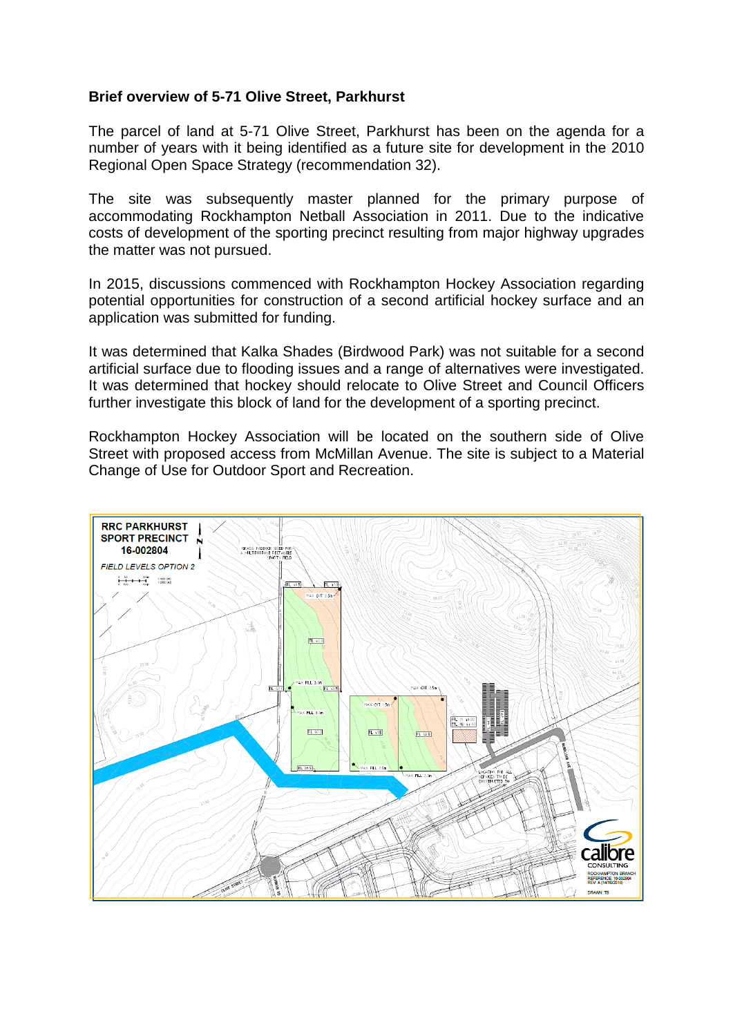**Brief overview of 5-71 Olive Street, Parkhurst**

The parcel of land at 5-71 Olive Street, Parkhurst has been on the agenda for a number of years with it being identified as a future site for development in the 2010 Regional Open Space Strategy (recommendation 32).

The site was subsequently master planned for the primary purpose of accommodating Rockhampton Netball Association in 2011. Due to the indicative costs of development of the sporting precinct resulting from major highway upgrades the matter was not pursued.

In 2015, discussions commenced with Rockhampton Hockey Association regarding potential opportunities for construction of a second artificial hockey surface and an application was submitted for funding.

It was determined that Kalka Shades (Birdwood Park) was not suitable for a second artificial surface due to flooding issues and a range of alternatives were investigated. It was determined that hockey should relocate to Olive Street and Council Officers further investigate this block of land for the development of a sporting precinct.

Rockhampton Hockey Association will be located on the southern side of Olive Street with proposed access from McMillan Avenue. The site is subject to a Material Change of Use for Outdoor Sport and Recreation.

RRC PARKHURST SPORT PRECINCT 16-002804

*FIELD LEVELS OPTION 2*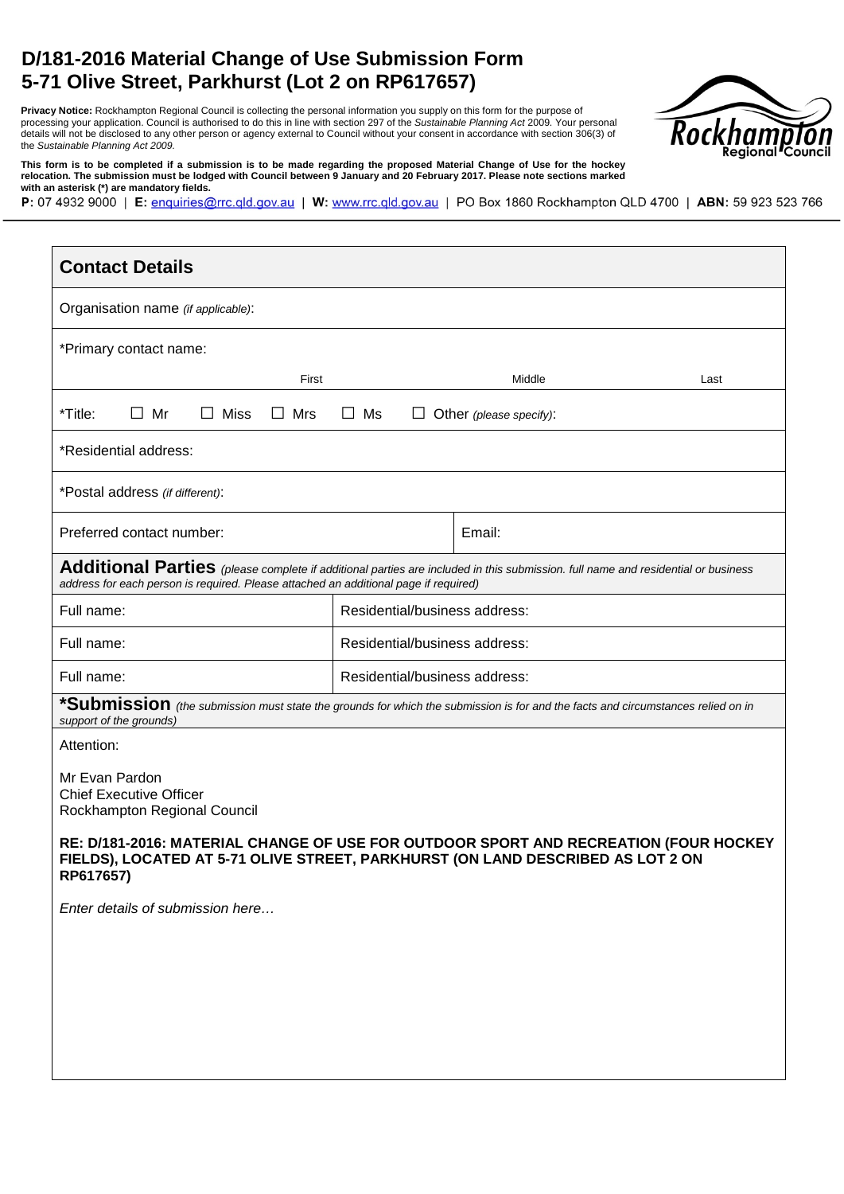# D/181-2016 Material Change of Use Submission Form
# 5-71 Olive Street, Parkhurst (Lot 2 on RP617657)

**Privacy Notice:** Rockhampton Regional Council is collecting the personal information you supply on this form for the purpose of processing your application. Council is authorised to do this in line with section 297 of the *Sustainable Planning Act* 2009. Your personal details will not be disclosed to any other person or agency external to Council without your consent in accordance with section 306(3) of the *Sustainable Planning Act 2009*.

**This form is to be completed if a submission is to be made regarding the proposed Material Change of Use for the hockey relocation. The submission must be lodged with Council between 9 January and 20 February 2017. Please note sections marked with an asterisk (*) are mandatory fields.**

**P:** 07 4932 9000 | **E:** enquiries@rrc.qld.gov.au | **W:** www.rrc.qld.gov.au | PO Box 1860 Rockhampton QLD 4700 | **ABN:** 59 923 523 766

## Contact Details

Organisation name *(if applicable)*:

*Primary contact name:

First | Middle | Last

*Title: ☐ Mr ☐ Miss ☐ Mrs ☐ Ms ☐ Other *(please specify)*:

*Residential address:

*Postal address *(if different)*:

| Preferred contact number: | Email: |
|---|---|

## Additional Parties *(please complete if additional parties are included in this submission. full name and residential or business address for each person is required. Please attached an additional page if required)*

| Full name: | Residential/business address: |
|---|---|
| Full name: | Residential/business address: |
| Full name: | Residential/business address: |

## *Submission *(the submission must state the grounds for which the submission is for and the facts and circumstances relied on in support of the grounds)*

Attention:

Mr Evan Pardon
Chief Executive Officer
Rockhampton Regional Council

**RE: D/181-2016: MATERIAL CHANGE OF USE FOR OUTDOOR SPORT AND RECREATION (FOUR HOCKEY FIELDS), LOCATED AT 5-71 OLIVE STREET, PARKHURST (ON LAND DESCRIBED AS LOT 2 ON RP617657)**

*Enter details of submission here…*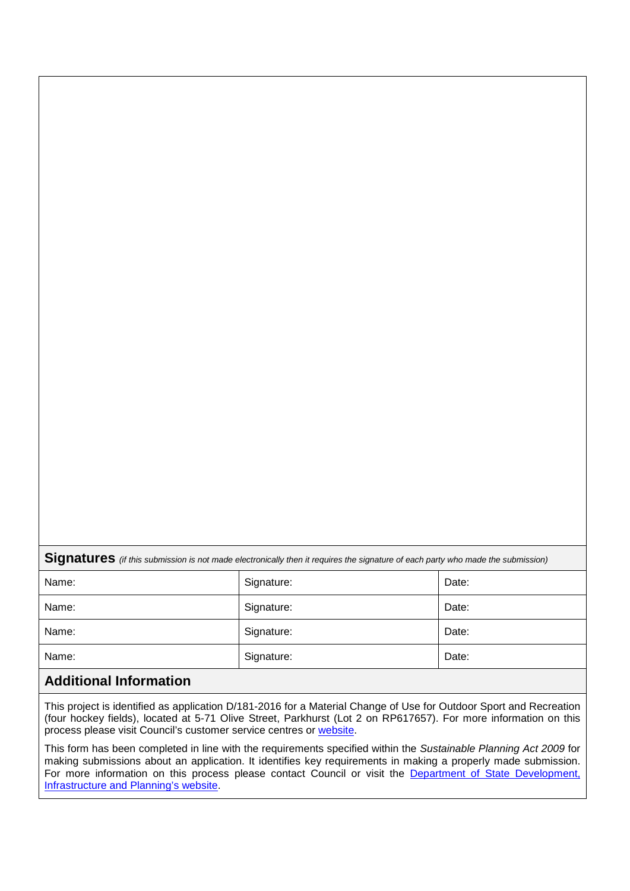## Signatures

*(if this submission is not made electronically then it requires the signature of each party who made the submission)*

| | | |
|---|---|---|
| Name: | Signature: | Date: |
| Name: | Signature: | Date: |
| Name: | Signature: | Date: |
| Name: | Signature: | Date: |

## Additional Information

This project is identified as application D/181-2016 for a Material Change of Use for Outdoor Sport and Recreation (four hockey fields), located at 5-71 Olive Street, Parkhurst (Lot 2 on RP617657). For more information on this process please visit Council's customer service centres or website.

This form has been completed in line with the requirements specified within the *Sustainable Planning Act 2009* for making submissions about an application. It identifies key requirements in making a properly made submission. For more information on this process please contact Council or visit the Department of State Development, Infrastructure and Planning's website.